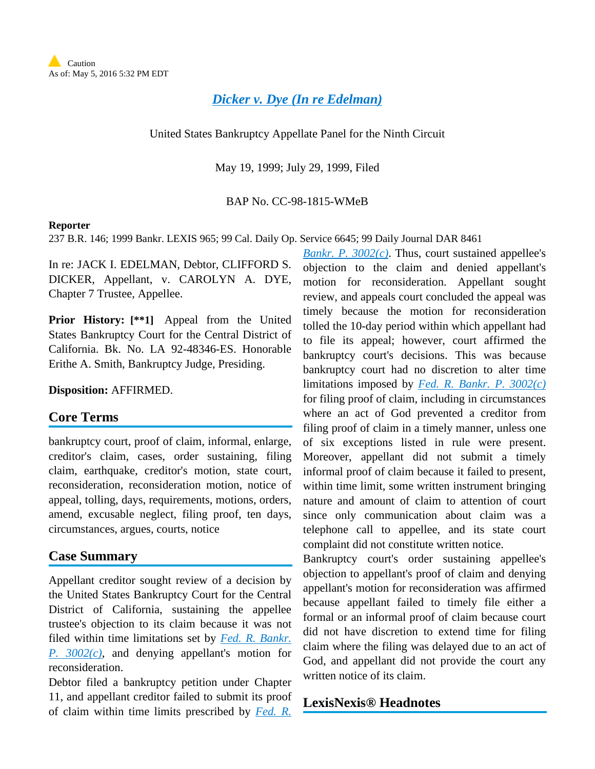Caution
As of: May 5, 2016 5:32 PM EDT

# Dicker v. Dye (In re Edelman)

United States Bankruptcy Appellate Panel for the Ninth Circuit

May 19, 1999; July 29, 1999, Filed

BAP No. CC-98-1815-WMeB

**Reporter**

237 B.R. 146; 1999 Bankr. LEXIS 965; 99 Cal. Daily Op. Service 6645; 99 Daily Journal DAR 8461

In re: JACK I. EDELMAN, Debtor, CLIFFORD S. DICKER, Appellant, v. CAROLYN A. DYE, Chapter 7 Trustee, Appellee.

**Prior History: [**1]** Appeal from the United States Bankruptcy Court for the Central District of California. Bk. No. LA 92-48346-ES. Honorable Erithe A. Smith, Bankruptcy Judge, Presiding.

**Disposition:** AFFIRMED.

## Core Terms

bankruptcy court, proof of claim, informal, enlarge, creditor's claim, cases, order sustaining, filing claim, earthquake, creditor's motion, state court, reconsideration, reconsideration motion, notice of appeal, tolling, days, requirements, motions, orders, amend, excusable neglect, filing proof, ten days, circumstances, argues, courts, notice

## Case Summary

Appellant creditor sought review of a decision by the United States Bankruptcy Court for the Central District of California, sustaining the appellee trustee's objection to its claim because it was not filed within time limitations set by *Fed. R. Bankr. P. 3002(c)*, and denying appellant's motion for reconsideration.

Debtor filed a bankruptcy petition under Chapter 11, and appellant creditor failed to submit its proof of claim within time limits prescribed by *Fed. R. Bankr. P. 3002(c)*. Thus, court sustained appellee's objection to the claim and denied appellant's motion for reconsideration. Appellant sought review, and appeals court concluded the appeal was timely because the motion for reconsideration tolled the 10-day period within which appellant had to file its appeal; however, court affirmed the bankruptcy court's decisions. This was because bankruptcy court had no discretion to alter time limitations imposed by *Fed. R. Bankr. P. 3002(c)* for filing proof of claim, including in circumstances where an act of God prevented a creditor from filing proof of claim in a timely manner, unless one of six exceptions listed in rule were present. Moreover, appellant did not submit a timely informal proof of claim because it failed to present, within time limit, some written instrument bringing nature and amount of claim to attention of court since only communication about claim was a telephone call to appellee, and its state court complaint did not constitute written notice.

Bankruptcy court's order sustaining appellee's objection to appellant's proof of claim and denying appellant's motion for reconsideration was affirmed because appellant failed to timely file either a formal or an informal proof of claim because court did not have discretion to extend time for filing claim where the filing was delayed due to an act of God, and appellant did not provide the court any written notice of its claim.

## LexisNexis® Headnotes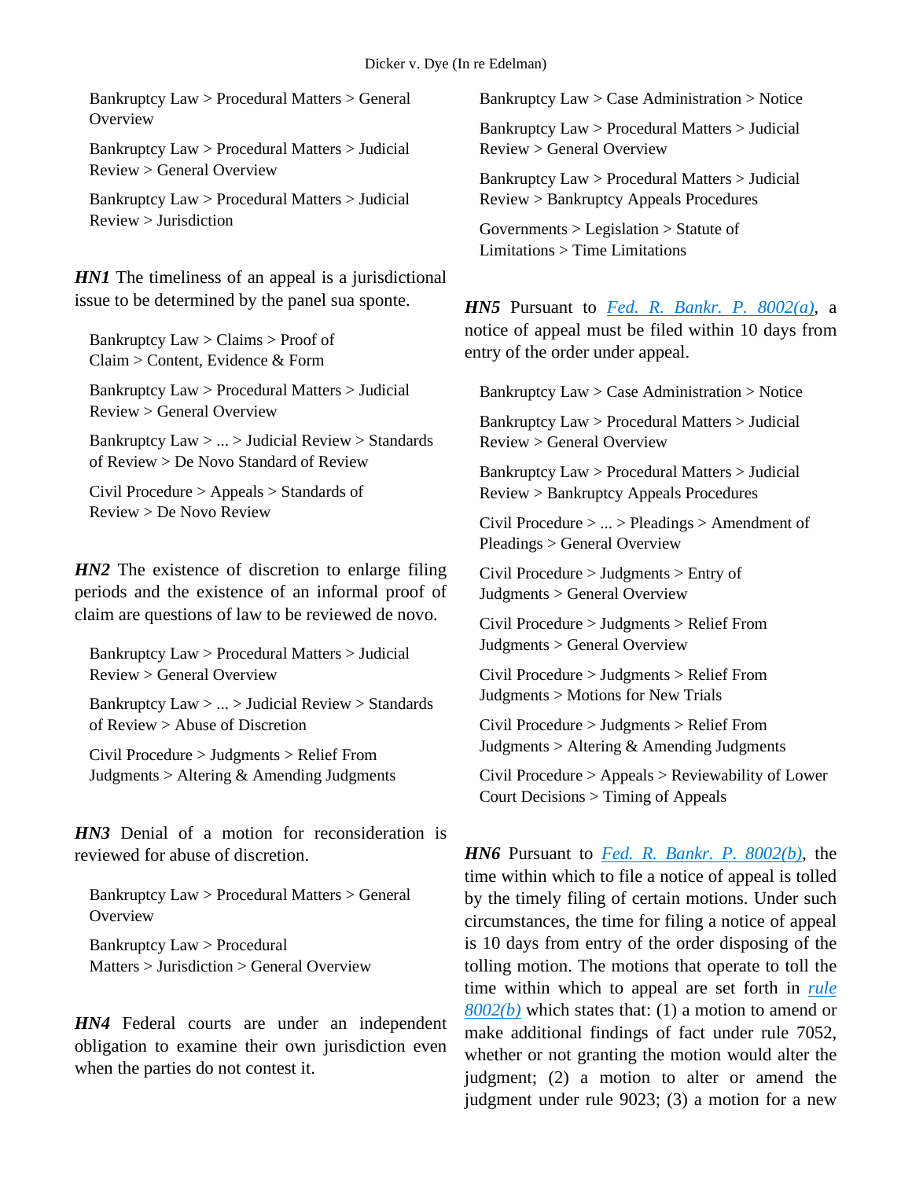Bankruptcy Law > Procedural Matters > General Overview

Bankruptcy Law > Procedural Matters > Judicial Review > General Overview

Bankruptcy Law > Procedural Matters > Judicial Review > Jurisdiction

***HN1*** The timeliness of an appeal is a jurisdictional issue to be determined by the panel sua sponte.

Bankruptcy Law > Claims > Proof of Claim > Content, Evidence & Form

Bankruptcy Law > Procedural Matters > Judicial Review > General Overview

Bankruptcy Law > ... > Judicial Review > Standards of Review > De Novo Standard of Review

Civil Procedure > Appeals > Standards of Review > De Novo Review

***HN2*** The existence of discretion to enlarge filing periods and the existence of an informal proof of claim are questions of law to be reviewed de novo.

Bankruptcy Law > Procedural Matters > Judicial Review > General Overview

Bankruptcy Law > ... > Judicial Review > Standards of Review > Abuse of Discretion

Civil Procedure > Judgments > Relief From Judgments > Altering & Amending Judgments

***HN3*** Denial of a motion for reconsideration is reviewed for abuse of discretion.

Bankruptcy Law > Procedural Matters > General Overview

Bankruptcy Law > Procedural Matters > Jurisdiction > General Overview

***HN4*** Federal courts are under an independent obligation to examine their own jurisdiction even when the parties do not contest it.

Bankruptcy Law > Case Administration > Notice

Bankruptcy Law > Procedural Matters > Judicial Review > General Overview

Bankruptcy Law > Procedural Matters > Judicial Review > Bankruptcy Appeals Procedures

Governments > Legislation > Statute of Limitations > Time Limitations

***HN5*** Pursuant to *Fed. R. Bankr. P. 8002(a)*, a notice of appeal must be filed within 10 days from entry of the order under appeal.

Bankruptcy Law > Case Administration > Notice

Bankruptcy Law > Procedural Matters > Judicial Review > General Overview

Bankruptcy Law > Procedural Matters > Judicial Review > Bankruptcy Appeals Procedures

Civil Procedure > ... > Pleadings > Amendment of Pleadings > General Overview

Civil Procedure > Judgments > Entry of Judgments > General Overview

Civil Procedure > Judgments > Relief From Judgments > General Overview

Civil Procedure > Judgments > Relief From Judgments > Motions for New Trials

Civil Procedure > Judgments > Relief From Judgments > Altering & Amending Judgments

Civil Procedure > Appeals > Reviewability of Lower Court Decisions > Timing of Appeals

***HN6*** Pursuant to *Fed. R. Bankr. P. 8002(b)*, the time within which to file a notice of appeal is tolled by the timely filing of certain motions. Under such circumstances, the time for filing a notice of appeal is 10 days from entry of the order disposing of the tolling motion. The motions that operate to toll the time within which to appeal are set forth in *rule 8002(b)* which states that: (1) a motion to amend or make additional findings of fact under rule 7052, whether or not granting the motion would alter the judgment; (2) a motion to alter or amend the judgment under rule 9023; (3) a motion for a new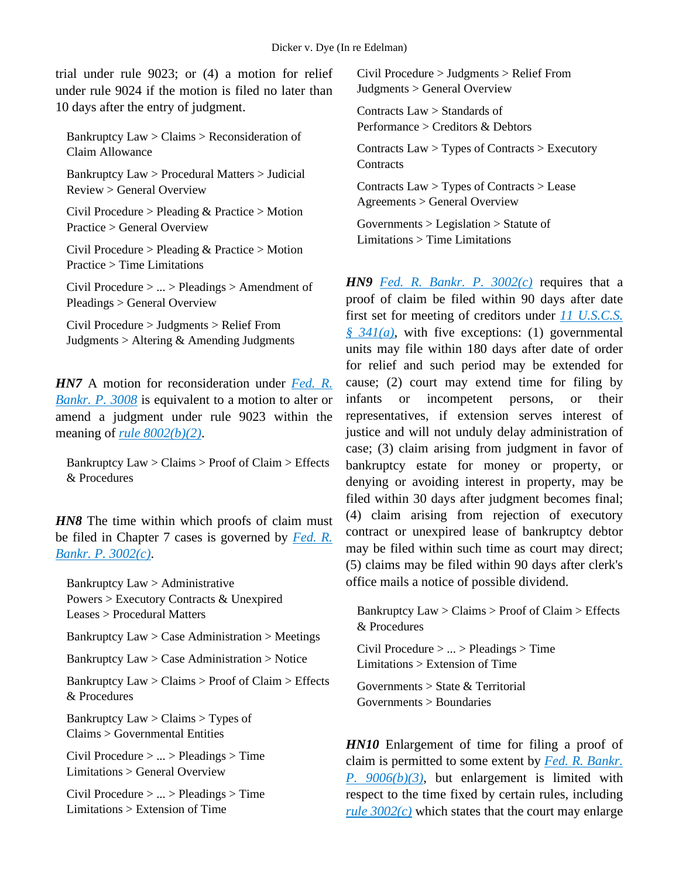trial under rule 9023; or (4) a motion for relief under rule 9024 if the motion is filed no later than 10 days after the entry of judgment.

Bankruptcy Law > Claims > Reconsideration of Claim Allowance

Bankruptcy Law > Procedural Matters > Judicial Review > General Overview

Civil Procedure > Pleading & Practice > Motion Practice > General Overview

Civil Procedure > Pleading & Practice > Motion Practice > Time Limitations

Civil Procedure > ... > Pleadings > Amendment of Pleadings > General Overview

Civil Procedure > Judgments > Relief From Judgments > Altering & Amending Judgments

***HN7*** A motion for reconsideration under [Fed. R. Bankr. P. 3008](#) is equivalent to a motion to alter or amend a judgment under rule 9023 within the meaning of [rule 8002(b)(2)](#).

Bankruptcy Law > Claims > Proof of Claim > Effects & Procedures

***HN8*** The time within which proofs of claim must be filed in Chapter 7 cases is governed by [Fed. R. Bankr. P. 3002(c)](#).

Bankruptcy Law > Administrative Powers > Executory Contracts & Unexpired Leases > Procedural Matters

Bankruptcy Law > Case Administration > Meetings

Bankruptcy Law > Case Administration > Notice

Bankruptcy Law > Claims > Proof of Claim > Effects & Procedures

Bankruptcy Law > Claims > Types of Claims > Governmental Entities

Civil Procedure > ... > Pleadings > Time Limitations > General Overview

Civil Procedure > ... > Pleadings > Time Limitations > Extension of Time

Civil Procedure > Judgments > Relief From Judgments > General Overview

Contracts Law > Standards of Performance > Creditors & Debtors

Contracts Law > Types of Contracts > Executory Contracts

Contracts Law > Types of Contracts > Lease Agreements > General Overview

Governments > Legislation > Statute of Limitations > Time Limitations

***HN9*** [Fed. R. Bankr. P. 3002(c)](#) requires that a proof of claim be filed within 90 days after date first set for meeting of creditors under [11 U.S.C.S. § 341(a)](#), with five exceptions: (1) governmental units may file within 180 days after date of order for relief and such period may be extended for cause; (2) court may extend time for filing by infants or incompetent persons, or their representatives, if extension serves interest of justice and will not unduly delay administration of case; (3) claim arising from judgment in favor of bankruptcy estate for money or property, or denying or avoiding interest in property, may be filed within 30 days after judgment becomes final; (4) claim arising from rejection of executory contract or unexpired lease of bankruptcy debtor may be filed within such time as court may direct; (5) claims may be filed within 90 days after clerk's office mails a notice of possible dividend.

Bankruptcy Law > Claims > Proof of Claim > Effects & Procedures

Civil Procedure > ... > Pleadings > Time Limitations > Extension of Time

Governments > State & Territorial Governments > Boundaries

***HN10*** Enlargement of time for filing a proof of claim is permitted to some extent by [Fed. R. Bankr. P. 9006(b)(3)](#), but enlargement is limited with respect to the time fixed by certain rules, including [rule 3002(c)](#) which states that the court may enlarge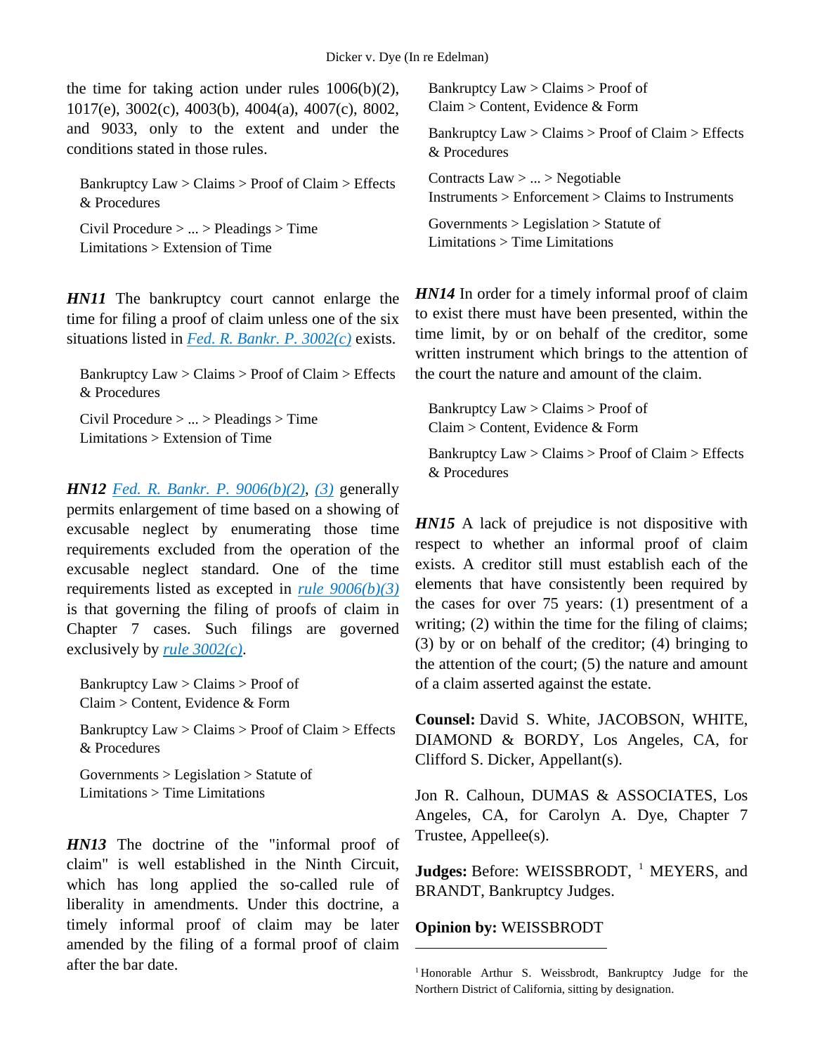the time for taking action under rules 1006(b)(2), 1017(e), 3002(c), 4003(b), 4004(a), 4007(c), 8002, and 9033, only to the extent and under the conditions stated in those rules.

Bankruptcy Law > Claims > Proof of Claim > Effects & Procedures

Civil Procedure > ... > Pleadings > Time Limitations > Extension of Time

***HN11*** The bankruptcy court cannot enlarge the time for filing a proof of claim unless one of the six situations listed in *Fed. R. Bankr. P. 3002(c)* exists.

Bankruptcy Law > Claims > Proof of Claim > Effects & Procedures

Civil Procedure > ... > Pleadings > Time Limitations > Extension of Time

***HN12*** *Fed. R. Bankr. P. 9006(b)(2)*, *(3)* generally permits enlargement of time based on a showing of excusable neglect by enumerating those time requirements excluded from the operation of the excusable neglect standard. One of the time requirements listed as excepted in *rule 9006(b)(3)* is that governing the filing of proofs of claim in Chapter 7 cases. Such filings are governed exclusively by *rule 3002(c)*.

Bankruptcy Law > Claims > Proof of Claim > Content, Evidence & Form

Bankruptcy Law > Claims > Proof of Claim > Effects & Procedures

Governments > Legislation > Statute of Limitations > Time Limitations

***HN13*** The doctrine of the "informal proof of claim" is well established in the Ninth Circuit, which has long applied the so-called rule of liberality in amendments. Under this doctrine, a timely informal proof of claim may be later amended by the filing of a formal proof of claim after the bar date.

Bankruptcy Law > Claims > Proof of Claim > Content, Evidence & Form

Bankruptcy Law > Claims > Proof of Claim > Effects & Procedures

Contracts Law > ... > Negotiable Instruments > Enforcement > Claims to Instruments

Governments > Legislation > Statute of Limitations > Time Limitations

***HN14*** In order for a timely informal proof of claim to exist there must have been presented, within the time limit, by or on behalf of the creditor, some written instrument which brings to the attention of the court the nature and amount of the claim.

Bankruptcy Law > Claims > Proof of Claim > Content, Evidence & Form

Bankruptcy Law > Claims > Proof of Claim > Effects & Procedures

***HN15*** A lack of prejudice is not dispositive with respect to whether an informal proof of claim exists. A creditor still must establish each of the elements that have consistently been required by the cases for over 75 years: (1) presentment of a writing; (2) within the time for the filing of claims; (3) by or on behalf of the creditor; (4) bringing to the attention of the court; (5) the nature and amount of a claim asserted against the estate.

**Counsel:** David S. White, JACOBSON, WHITE, DIAMOND & BORDY, Los Angeles, CA, for Clifford S. Dicker, Appellant(s).

Jon R. Calhoun, DUMAS & ASSOCIATES, Los Angeles, CA, for Carolyn A. Dye, Chapter 7 Trustee, Appellee(s).

**Judges:** Before: WEISSBRODT, [1] MEYERS, and BRANDT, Bankruptcy Judges.

**Opinion by:** WEISSBRODT

[1] Honorable Arthur S. Weissbrodt, Bankruptcy Judge for the Northern District of California, sitting by designation.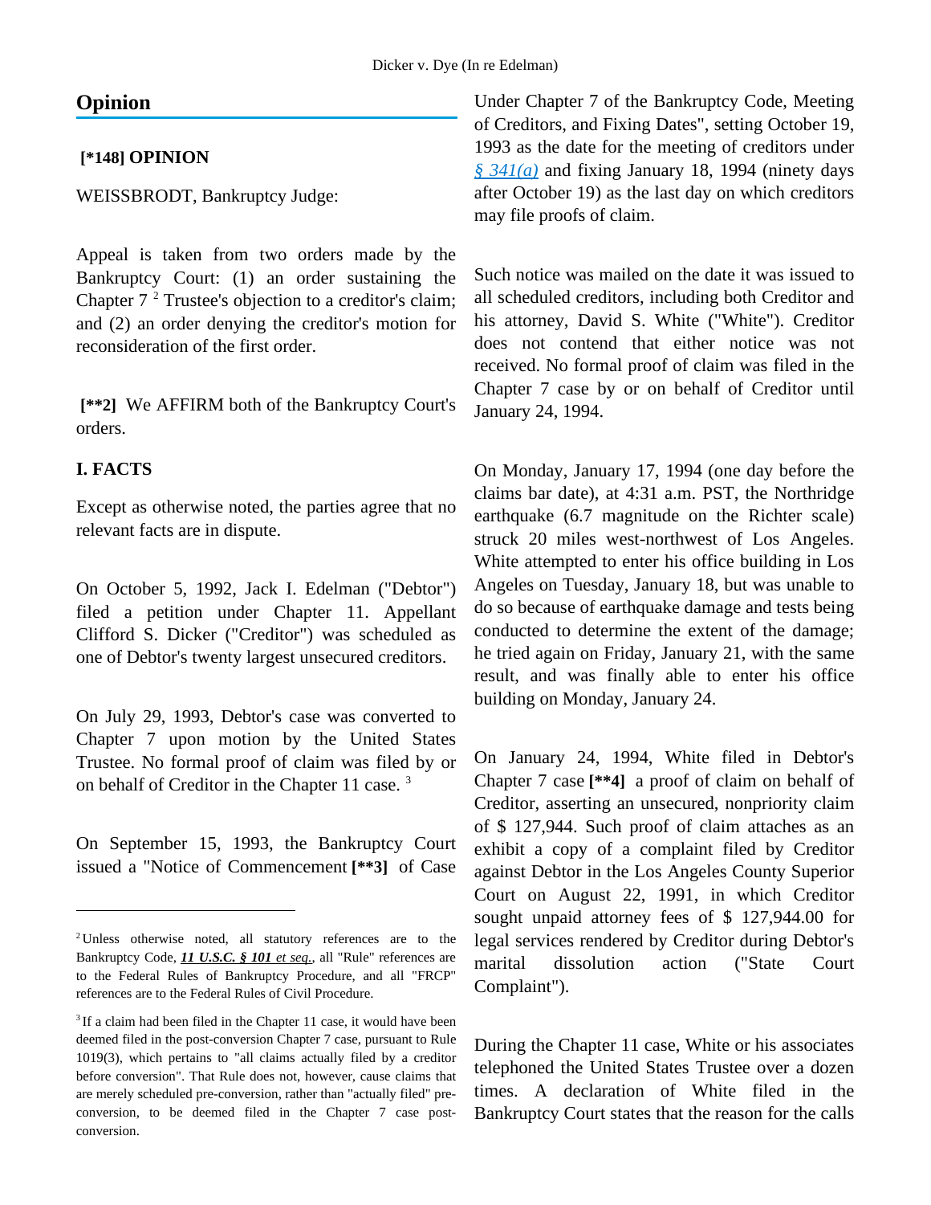## Opinion

**[*148] OPINION**

WEISSBRODT, Bankruptcy Judge:

Appeal is taken from two orders made by the Bankruptcy Court: (1) an order sustaining the Chapter 7 [2] Trustee's objection to a creditor's claim; and (2) an order denying the creditor's motion for reconsideration of the first order.

**[**2]** We AFFIRM both of the Bankruptcy Court's orders.

### I. FACTS

Except as otherwise noted, the parties agree that no relevant facts are in dispute.

On October 5, 1992, Jack I. Edelman ("Debtor") filed a petition under Chapter 11. Appellant Clifford S. Dicker ("Creditor") was scheduled as one of Debtor's twenty largest unsecured creditors.

On July 29, 1993, Debtor's case was converted to Chapter 7 upon motion by the United States Trustee. No formal proof of claim was filed by or on behalf of Creditor in the Chapter 11 case. [3]

On September 15, 1993, the Bankruptcy Court issued a "Notice of Commencement **[**3]** of Case Under Chapter 7 of the Bankruptcy Code, Meeting of Creditors, and Fixing Dates", setting October 19, 1993 as the date for the meeting of creditors under § 341(a) and fixing January 18, 1994 (ninety days after October 19) as the last day on which creditors may file proofs of claim.

Such notice was mailed on the date it was issued to all scheduled creditors, including both Creditor and his attorney, David S. White ("White"). Creditor does not contend that either notice was not received. No formal proof of claim was filed in the Chapter 7 case by or on behalf of Creditor until January 24, 1994.

On Monday, January 17, 1994 (one day before the claims bar date), at 4:31 a.m. PST, the Northridge earthquake (6.7 magnitude on the Richter scale) struck 20 miles west-northwest of Los Angeles. White attempted to enter his office building in Los Angeles on Tuesday, January 18, but was unable to do so because of earthquake damage and tests being conducted to determine the extent of the damage; he tried again on Friday, January 21, with the same result, and was finally able to enter his office building on Monday, January 24.

On January 24, 1994, White filed in Debtor's Chapter 7 case **[**4]** a proof of claim on behalf of Creditor, asserting an unsecured, nonpriority claim of $ 127,944. Such proof of claim attaches as an exhibit a copy of a complaint filed by Creditor against Debtor in the Los Angeles County Superior Court on August 22, 1991, in which Creditor sought unpaid attorney fees of $ 127,944.00 for legal services rendered by Creditor during Debtor's marital dissolution action ("State Court Complaint").

During the Chapter 11 case, White or his associates telephoned the United States Trustee over a dozen times. A declaration of White filed in the Bankruptcy Court states that the reason for the calls

---

[2] Unless otherwise noted, all statutory references are to the Bankruptcy Code, ***11 U.S.C. § 101** et seq.*, all "Rule" references are to the Federal Rules of Bankruptcy Procedure, and all "FRCP" references are to the Federal Rules of Civil Procedure.

[3] If a claim had been filed in the Chapter 11 case, it would have been deemed filed in the post-conversion Chapter 7 case, pursuant to Rule 1019(3), which pertains to "all claims actually filed by a creditor before conversion". That Rule does not, however, cause claims that are merely scheduled pre-conversion, rather than "actually filed" pre-conversion, to be deemed filed in the Chapter 7 case post-conversion.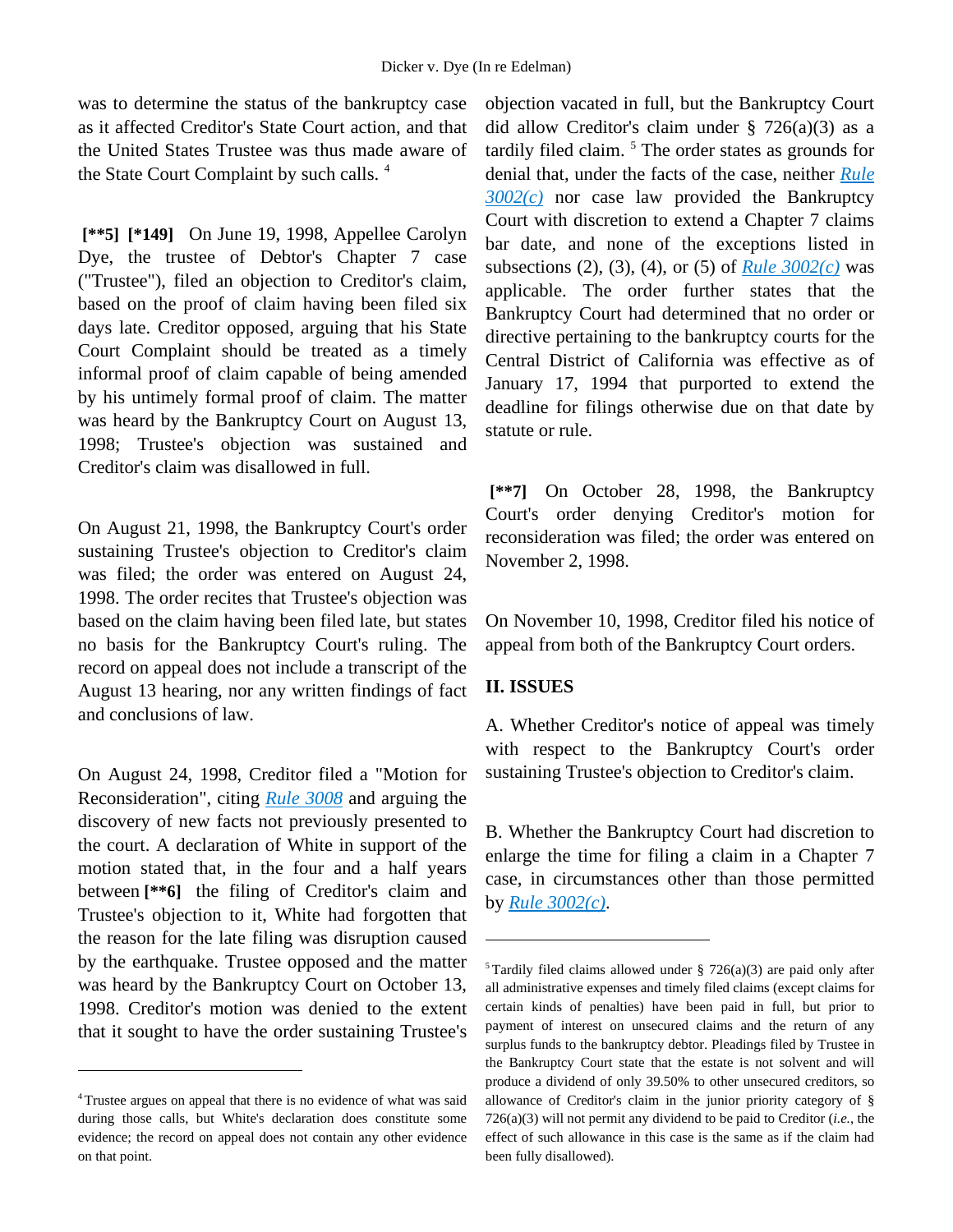was to determine the status of the bankruptcy case as it affected Creditor's State Court action, and that the United States Trustee was thus made aware of the State Court Complaint by such calls. [4]

**[\*\*5] [\*149]** On June 19, 1998, Appellee Carolyn Dye, the trustee of Debtor's Chapter 7 case ("Trustee"), filed an objection to Creditor's claim, based on the proof of claim having been filed six days late. Creditor opposed, arguing that his State Court Complaint should be treated as a timely informal proof of claim capable of being amended by his untimely formal proof of claim. The matter was heard by the Bankruptcy Court on August 13, 1998; Trustee's objection was sustained and Creditor's claim was disallowed in full.

On August 21, 1998, the Bankruptcy Court's order sustaining Trustee's objection to Creditor's claim was filed; the order was entered on August 24, 1998. The order recites that Trustee's objection was based on the claim having been filed late, but states no basis for the Bankruptcy Court's ruling. The record on appeal does not include a transcript of the August 13 hearing, nor any written findings of fact and conclusions of law.

On August 24, 1998, Creditor filed a "Motion for Reconsideration", citing *Rule 3008* and arguing the discovery of new facts not previously presented to the court. A declaration of White in support of the motion stated that, in the four and a half years between **[\*\*6]** the filing of Creditor's claim and Trustee's objection to it, White had forgotten that the reason for the late filing was disruption caused by the earthquake. Trustee opposed and the matter was heard by the Bankruptcy Court on October 13, 1998. Creditor's motion was denied to the extent that it sought to have the order sustaining Trustee's objection vacated in full, but the Bankruptcy Court did allow Creditor's claim under § 726(a)(3) as a tardily filed claim. [5] The order states as grounds for denial that, under the facts of the case, neither *Rule 3002(c)* nor case law provided the Bankruptcy Court with discretion to extend a Chapter 7 claims bar date, and none of the exceptions listed in subsections (2), (3), (4), or (5) of *Rule 3002(c)* was applicable. The order further states that the Bankruptcy Court had determined that no order or directive pertaining to the bankruptcy courts for the Central District of California was effective as of January 17, 1994 that purported to extend the deadline for filings otherwise due on that date by statute or rule.

**[\*\*7]** On October 28, 1998, the Bankruptcy Court's order denying Creditor's motion for reconsideration was filed; the order was entered on November 2, 1998.

On November 10, 1998, Creditor filed his notice of appeal from both of the Bankruptcy Court orders.

## II. ISSUES

A. Whether Creditor's notice of appeal was timely with respect to the Bankruptcy Court's order sustaining Trustee's objection to Creditor's claim.

B. Whether the Bankruptcy Court had discretion to enlarge the time for filing a claim in a Chapter 7 case, in circumstances other than those permitted by *Rule 3002(c)*.

---

[4] Trustee argues on appeal that there is no evidence of what was said during those calls, but White's declaration does constitute some evidence; the record on appeal does not contain any other evidence on that point.

[5] Tardily filed claims allowed under § 726(a)(3) are paid only after all administrative expenses and timely filed claims (except claims for certain kinds of penalties) have been paid in full, but prior to payment of interest on unsecured claims and the return of any surplus funds to the bankruptcy debtor. Pleadings filed by Trustee in the Bankruptcy Court state that the estate is not solvent and will produce a dividend of only 39.50% to other unsecured creditors, so allowance of Creditor's claim in the junior priority category of § 726(a)(3) will not permit any dividend to be paid to Creditor (*i.e.*, the effect of such allowance in this case is the same as if the claim had been fully disallowed).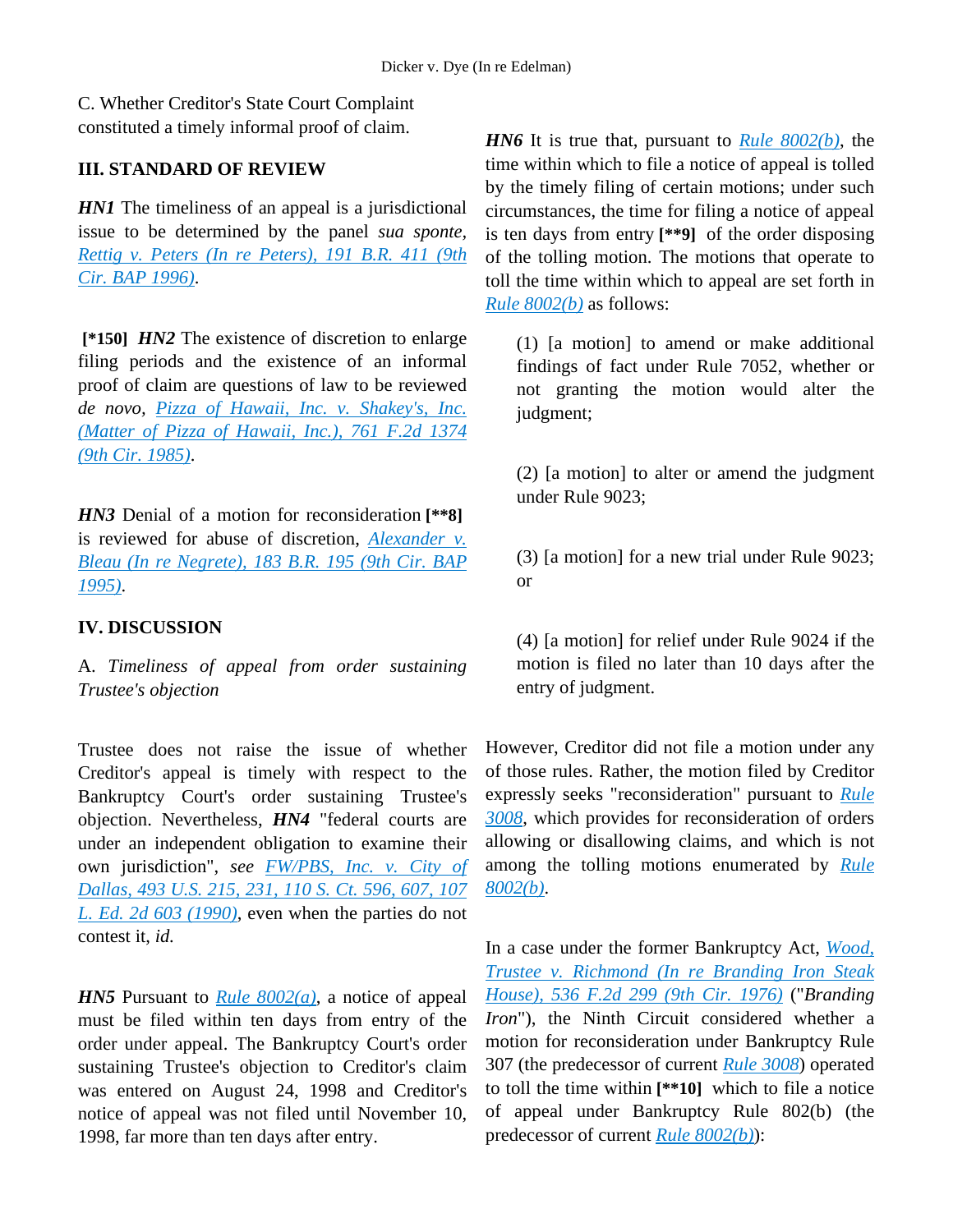C. Whether Creditor's State Court Complaint constituted a timely informal proof of claim.

## III. STANDARD OF REVIEW

***HN1*** The timeliness of an appeal is a jurisdictional issue to be determined by the panel *sua sponte*, Rettig v. Peters (In re Peters), 191 B.R. 411 (9th Cir. BAP 1996).

**[*150]** ***HN2*** The existence of discretion to enlarge filing periods and the existence of an informal proof of claim are questions of law to be reviewed *de novo*, Pizza of Hawaii, Inc. v. Shakey's, Inc. (Matter of Pizza of Hawaii, Inc.), 761 F.2d 1374 (9th Cir. 1985).

***HN3*** Denial of a motion for reconsideration **[**8]** is reviewed for abuse of discretion, Alexander v. Bleau (In re Negrete), 183 B.R. 195 (9th Cir. BAP 1995).

## IV. DISCUSSION

A. *Timeliness of appeal from order sustaining Trustee's objection*

Trustee does not raise the issue of whether Creditor's appeal is timely with respect to the Bankruptcy Court's order sustaining Trustee's objection. Nevertheless, ***HN4*** "federal courts are under an independent obligation to examine their own jurisdiction", *see* FW/PBS, Inc. v. City of Dallas, 493 U.S. 215, 231, 110 S. Ct. 596, 607, 107 L. Ed. 2d 603 (1990), even when the parties do not contest it, *id.*

***HN5*** Pursuant to Rule 8002(a), a notice of appeal must be filed within ten days from entry of the order under appeal. The Bankruptcy Court's order sustaining Trustee's objection to Creditor's claim was entered on August 24, 1998 and Creditor's notice of appeal was not filed until November 10, 1998, far more than ten days after entry.

***HN6*** It is true that, pursuant to Rule 8002(b), the time within which to file a notice of appeal is tolled by the timely filing of certain motions; under such circumstances, the time for filing a notice of appeal is ten days from entry **[**9]** of the order disposing of the tolling motion. The motions that operate to toll the time within which to appeal are set forth in Rule 8002(b) as follows:

> (1) [a motion] to amend or make additional findings of fact under Rule 7052, whether or not granting the motion would alter the judgment;
>
> (2) [a motion] to alter or amend the judgment under Rule 9023;
>
> (3) [a motion] for a new trial under Rule 9023; or
>
> (4) [a motion] for relief under Rule 9024 if the motion is filed no later than 10 days after the entry of judgment.

However, Creditor did not file a motion under any of those rules. Rather, the motion filed by Creditor expressly seeks "reconsideration" pursuant to Rule 3008, which provides for reconsideration of orders allowing or disallowing claims, and which is not among the tolling motions enumerated by Rule 8002(b).

In a case under the former Bankruptcy Act, Wood, Trustee v. Richmond (In re Branding Iron Steak House), 536 F.2d 299 (9th Cir. 1976) ("*Branding Iron*"), the Ninth Circuit considered whether a motion for reconsideration under Bankruptcy Rule 307 (the predecessor of current Rule 3008) operated to toll the time within **[**10]** which to file a notice of appeal under Bankruptcy Rule 802(b) (the predecessor of current Rule 8002(b)):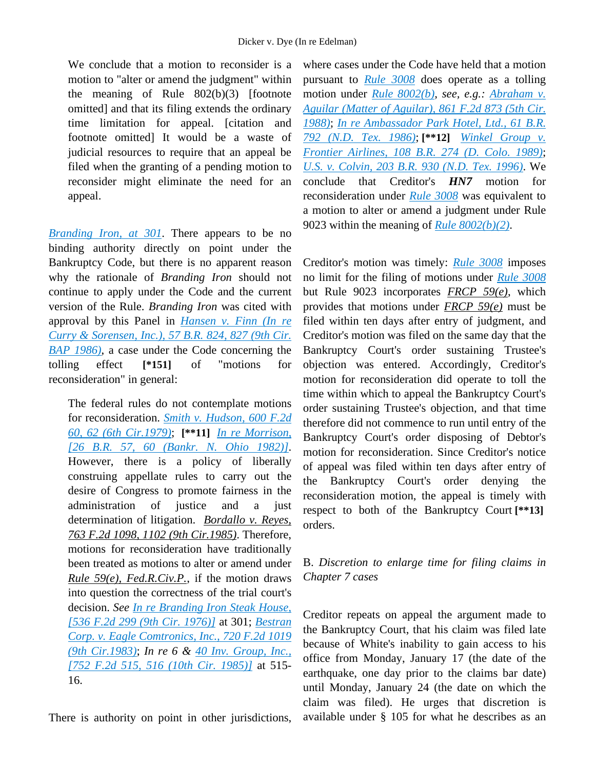> We conclude that a motion to reconsider is a motion to "alter or amend the judgment" within the meaning of Rule 802(b)(3) [footnote omitted] and that its filing extends the ordinary time limitation for appeal. [citation and footnote omitted] It would be a waste of judicial resources to require that an appeal be filed when the granting of a pending motion to reconsider might eliminate the need for an appeal.

Branding Iron, at 301. There appears to be no binding authority directly on point under the Bankruptcy Code, but there is no apparent reason why the rationale of *Branding Iron* should not continue to apply under the Code and the current version of the Rule. *Branding Iron* was cited with approval by this Panel in Hansen v. Finn (In re Curry & Sorensen, Inc.), 57 B.R. 824, 827 (9th Cir. BAP 1986), a case under the Code concerning the tolling effect **[*151]** of "motions for reconsideration" in general:

> The federal rules do not contemplate motions for reconsideration. Smith v. Hudson, 600 F.2d 60, 62 (6th Cir.1979); **[**11]** In re Morrison, [26 B.R. 57, 60 (Bankr. N. Ohio 1982)]. However, there is a policy of liberally construing appellate rules to carry out the desire of Congress to promote fairness in the administration of justice and a just determination of litigation. Bordallo v. Reyes, 763 F.2d 1098, 1102 (9th Cir.1985). Therefore, motions for reconsideration have traditionally been treated as motions to alter or amend under Rule 59(e), Fed.R.Civ.P., if the motion draws into question the correctness of the trial court's decision. *See* In re Branding Iron Steak House, [536 F.2d 299 (9th Cir. 1976)] at 301; Bestran Corp. v. Eagle Comtronics, Inc., 720 F.2d 1019 (9th Cir.1983); *In re 6 &* 40 Inv. Group, Inc., [752 F.2d 515, 516 (10th Cir. 1985)] at 515-16.

There is authority on point in other jurisdictions, where cases under the Code have held that a motion pursuant to Rule 3008 does operate as a tolling motion under Rule 8002(b), *see, e.g.:* Abraham v. Aguilar (Matter of Aguilar), 861 F.2d 873 (5th Cir. 1988); In re Ambassador Park Hotel, Ltd., 61 B.R. 792 (N.D. Tex. 1986); **[**12]** Winkel Group v. Frontier Airlines, 108 B.R. 274 (D. Colo. 1989); U.S. v. Colvin, 203 B.R. 930 (N.D. Tex. 1996). We conclude that Creditor's ***HN7*** motion for reconsideration under Rule 3008 was equivalent to a motion to alter or amend a judgment under Rule 9023 within the meaning of Rule 8002(b)(2).

Creditor's motion was timely: Rule 3008 imposes no limit for the filing of motions under Rule 3008 but Rule 9023 incorporates FRCP 59(e), which provides that motions under FRCP 59(e) must be filed within ten days after entry of judgment, and Creditor's motion was filed on the same day that the Bankruptcy Court's order sustaining Trustee's objection was entered. Accordingly, Creditor's motion for reconsideration did operate to toll the time within which to appeal the Bankruptcy Court's order sustaining Trustee's objection, and that time therefore did not commence to run until entry of the Bankruptcy Court's order disposing of Debtor's motion for reconsideration. Since Creditor's notice of appeal was filed within ten days after entry of the Bankruptcy Court's order denying the reconsideration motion, the appeal is timely with respect to both of the Bankruptcy Court **[**13]** orders.

B. *Discretion to enlarge time for filing claims in Chapter 7 cases*

Creditor repeats on appeal the argument made to the Bankruptcy Court, that his claim was filed late because of White's inability to gain access to his office from Monday, January 17 (the date of the earthquake, one day prior to the claims bar date) until Monday, January 24 (the date on which the claim was filed). He urges that discretion is available under § 105 for what he describes as an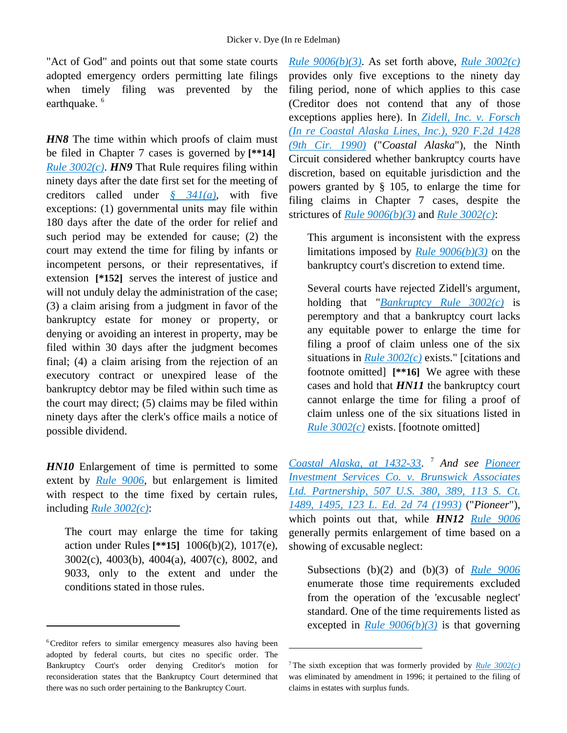"Act of God" and points out that some state courts adopted emergency orders permitting late filings when timely filing was prevented by the earthquake. [6]

***HN8*** The time within which proofs of claim must be filed in Chapter 7 cases is governed by **[**14]** [Rule 3002(c)](). ***HN9*** That Rule requires filing within ninety days after the date first set for the meeting of creditors called under [§ 341(a)](), with five exceptions: (1) governmental units may file within 180 days after the date of the order for relief and such period may be extended for cause; (2) the court may extend the time for filing by infants or incompetent persons, or their representatives, if extension **[*152]** serves the interest of justice and will not unduly delay the administration of the case; (3) a claim arising from a judgment in favor of the bankruptcy estate for money or property, or denying or avoiding an interest in property, may be filed within 30 days after the judgment becomes final; (4) a claim arising from the rejection of an executory contract or unexpired lease of the bankruptcy debtor may be filed within such time as the court may direct; (5) claims may be filed within ninety days after the clerk's office mails a notice of possible dividend.

***HN10*** Enlargement of time is permitted to some extent by [Rule 9006](), but enlargement is limited with respect to the time fixed by certain rules, including [Rule 3002(c)]():

> The court may enlarge the time for taking action under Rules **[**15]** 1006(b)(2), 1017(e), 3002(c), 4003(b), 4004(a), 4007(c), 8002, and 9033, only to the extent and under the conditions stated in those rules.

[Rule 9006(b)(3)](). As set forth above, [Rule 3002(c)]() provides only five exceptions to the ninety day filing period, none of which applies to this case (Creditor does not contend that any of those exceptions applies here). In [*Zidell, Inc. v. Forsch (In re Coastal Alaska Lines, Inc.), 920 F.2d 1428 (9th Cir. 1990)*]() ("*Coastal Alaska*"), the Ninth Circuit considered whether bankruptcy courts have discretion, based on equitable jurisdiction and the powers granted by § 105, to enlarge the time for filing claims in Chapter 7 cases, despite the strictures of [Rule 9006(b)(3)]() and [Rule 3002(c)]():

> This argument is inconsistent with the express limitations imposed by [Rule 9006(b)(3)]() on the bankruptcy court's discretion to extend time.
>
> Several courts have rejected Zidell's argument, holding that "[*Bankruptcy Rule 3002(c)*]() is peremptory and that a bankruptcy court lacks any equitable power to enlarge the time for filing a proof of claim unless one of the six situations in [Rule 3002(c)]() exists." [citations and footnote omitted] **[**16]** We agree with these cases and hold that ***HN11*** the bankruptcy court cannot enlarge the time for filing a proof of claim unless one of the six situations listed in [Rule 3002(c)]() exists. [footnote omitted]

[*Coastal Alaska, at 1432-33*](). [7] *And see* [*Pioneer Investment Services Co. v. Brunswick Associates Ltd. Partnership, 507 U.S. 380, 389, 113 S. Ct. 1489, 1495, 123 L. Ed. 2d 74 (1993)*]() ("*Pioneer*"), which points out that, while ***HN12*** [Rule 9006]() generally permits enlargement of time based on a showing of excusable neglect:

> Subsections (b)(2) and (b)(3) of [Rule 9006]() enumerate those time requirements excluded from the operation of the 'excusable neglect' standard. One of the time requirements listed as excepted in [Rule 9006(b)(3)]() is that governing

---

[6] Creditor refers to similar emergency measures also having been adopted by federal courts, but cites no specific order. The Bankruptcy Court's order denying Creditor's motion for reconsideration states that the Bankruptcy Court determined that there was no such order pertaining to the Bankruptcy Court.

[7] The sixth exception that was formerly provided by [Rule 3002(c)]() was eliminated by amendment in 1996; it pertained to the filing of claims in estates with surplus funds.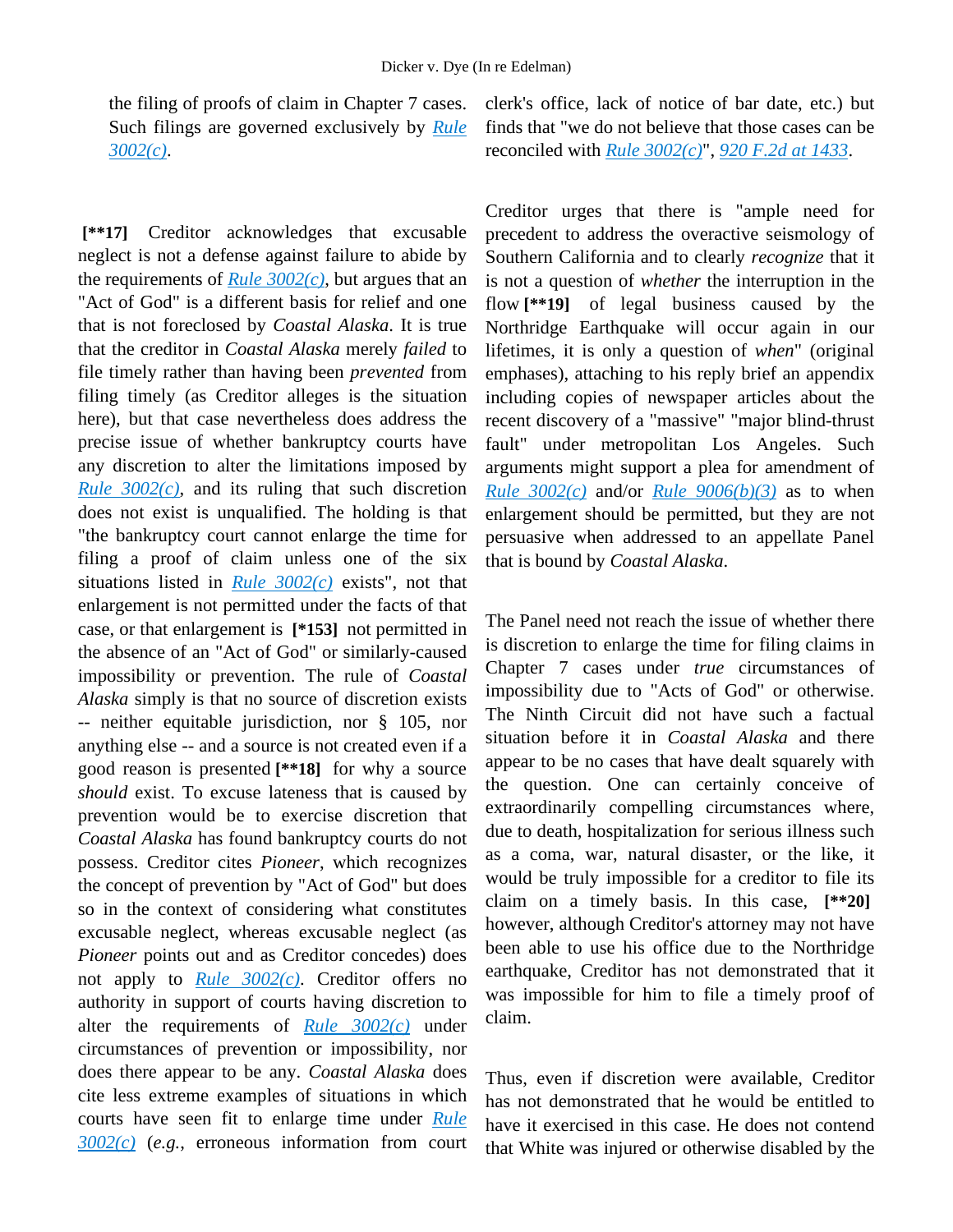the filing of proofs of claim in Chapter 7 cases. Such filings are governed exclusively by *Rule 3002(c)*.

**[\*\*17]** Creditor acknowledges that excusable neglect is not a defense against failure to abide by the requirements of *Rule 3002(c)*, but argues that an "Act of God" is a different basis for relief and one that is not foreclosed by *Coastal Alaska*. It is true that the creditor in *Coastal Alaska* merely *failed* to file timely rather than having been *prevented* from filing timely (as Creditor alleges is the situation here), but that case nevertheless does address the precise issue of whether bankruptcy courts have any discretion to alter the limitations imposed by *Rule 3002(c)*, and its ruling that such discretion does not exist is unqualified. The holding is that "the bankruptcy court cannot enlarge the time for filing a proof of claim unless one of the six situations listed in *Rule 3002(c)* exists", not that enlargement is not permitted under the facts of that case, or that enlargement is **[\*153]** not permitted in the absence of an "Act of God" or similarly-caused impossibility or prevention. The rule of *Coastal Alaska* simply is that no source of discretion exists -- neither equitable jurisdiction, nor § 105, nor anything else -- and a source is not created even if a good reason is presented **[\*\*18]** for why a source *should* exist. To excuse lateness that is caused by prevention would be to exercise discretion that *Coastal Alaska* has found bankruptcy courts do not possess. Creditor cites *Pioneer*, which recognizes the concept of prevention by "Act of God" but does so in the context of considering what constitutes excusable neglect, whereas excusable neglect (as *Pioneer* points out and as Creditor concedes) does not apply to *Rule 3002(c)*. Creditor offers no authority in support of courts having discretion to alter the requirements of *Rule 3002(c)* under circumstances of prevention or impossibility, nor does there appear to be any. *Coastal Alaska* does cite less extreme examples of situations in which courts have seen fit to enlarge time under *Rule 3002(c)* (*e.g.*, erroneous information from court clerk's office, lack of notice of bar date, etc.) but finds that "we do not believe that those cases can be reconciled with *Rule 3002(c)*", *920 F.2d at 1433*.

Creditor urges that there is "ample need for precedent to address the overactive seismology of Southern California and to clearly *recognize* that it is not a question of *whether* the interruption in the flow **[\*\*19]** of legal business caused by the Northridge Earthquake will occur again in our lifetimes, it is only a question of *when*" (original emphases), attaching to his reply brief an appendix including copies of newspaper articles about the recent discovery of a "massive" "major blind-thrust fault" under metropolitan Los Angeles. Such arguments might support a plea for amendment of *Rule 3002(c)* and/or *Rule 9006(b)(3)* as to when enlargement should be permitted, but they are not persuasive when addressed to an appellate Panel that is bound by *Coastal Alaska*.

The Panel need not reach the issue of whether there is discretion to enlarge the time for filing claims in Chapter 7 cases under *true* circumstances of impossibility due to "Acts of God" or otherwise. The Ninth Circuit did not have such a factual situation before it in *Coastal Alaska* and there appear to be no cases that have dealt squarely with the question. One can certainly conceive of extraordinarily compelling circumstances where, due to death, hospitalization for serious illness such as a coma, war, natural disaster, or the like, it would be truly impossible for a creditor to file its claim on a timely basis. In this case, **[\*\*20]** however, although Creditor's attorney may not have been able to use his office due to the Northridge earthquake, Creditor has not demonstrated that it was impossible for him to file a timely proof of claim.

Thus, even if discretion were available, Creditor has not demonstrated that he would be entitled to have it exercised in this case. He does not contend that White was injured or otherwise disabled by the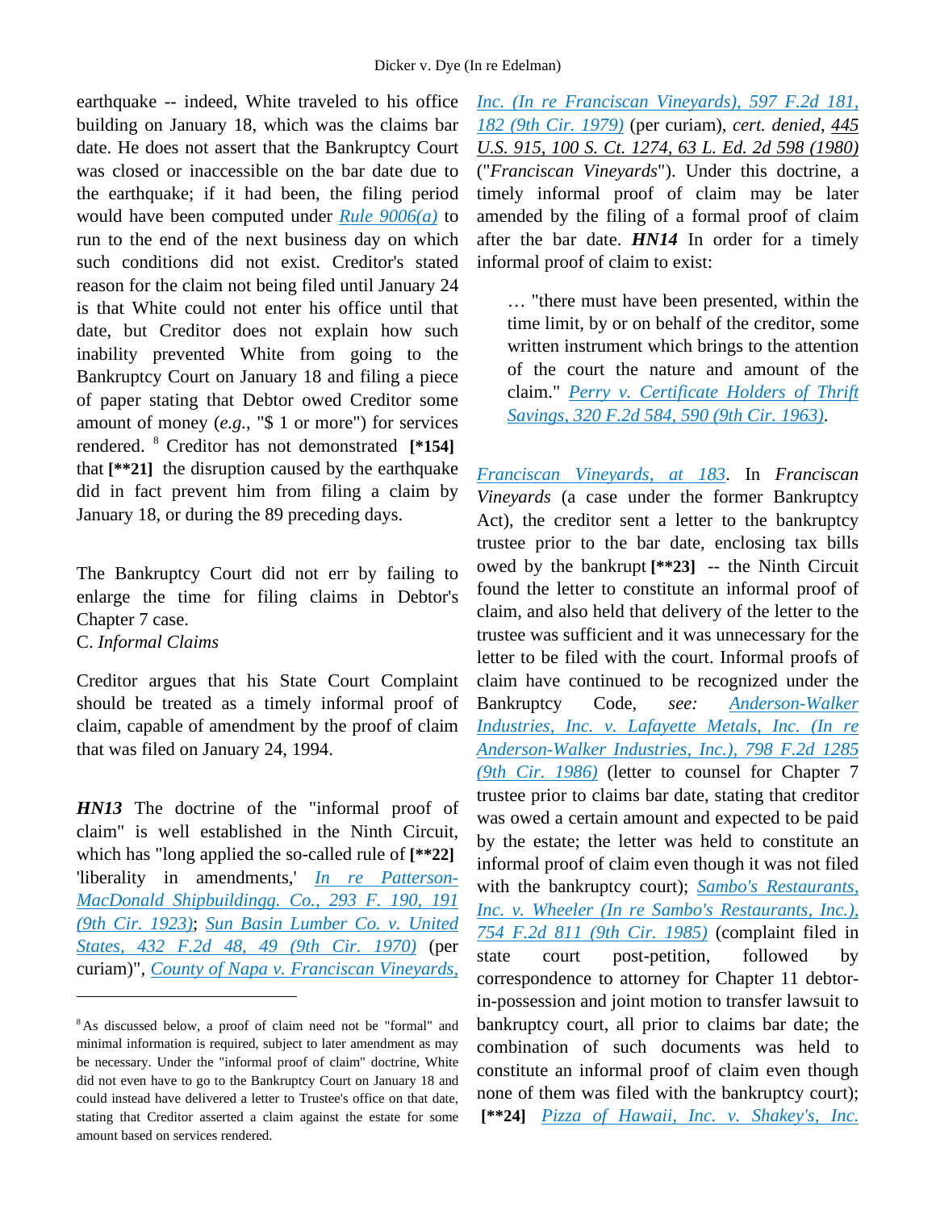earthquake -- indeed, White traveled to his office building on January 18, which was the claims bar date. He does not assert that the Bankruptcy Court was closed or inaccessible on the bar date due to the earthquake; if it had been, the filing period would have been computed under Rule 9006(a) to run to the end of the next business day on which such conditions did not exist. Creditor's stated reason for the claim not being filed until January 24 is that White could not enter his office until that date, but Creditor does not explain how such inability prevented White from going to the Bankruptcy Court on January 18 and filing a piece of paper stating that Debtor owed Creditor some amount of money (*e.g.*, "$ 1 or more") for services rendered. [8] Creditor has not demonstrated **[*154]** that **[**21]** the disruption caused by the earthquake did in fact prevent him from filing a claim by January 18, or during the 89 preceding days.

The Bankruptcy Court did not err by failing to enlarge the time for filing claims in Debtor's Chapter 7 case.

C. *Informal Claims*

Creditor argues that his State Court Complaint should be treated as a timely informal proof of claim, capable of amendment by the proof of claim that was filed on January 24, 1994.

***HN13*** The doctrine of the "informal proof of claim" is well established in the Ninth Circuit, which has "long applied the so-called rule of **[**22]** 'liberality in amendments,' In re Patterson-MacDonald Shipbuildingg. Co., 293 F. 190, 191 (9th Cir. 1923); Sun Basin Lumber Co. v. United States, 432 F.2d 48, 49 (9th Cir. 1970) (per curiam)", County of Napa v. Franciscan Vineyards, Inc. (In re Franciscan Vineyards), 597 F.2d 181, 182 (9th Cir. 1979) (per curiam), *cert. denied*, 445 U.S. 915, 100 S. Ct. 1274, 63 L. Ed. 2d 598 (1980) ("*Franciscan Vineyards*"). Under this doctrine, a timely informal proof of claim may be later amended by the filing of a formal proof of claim after the bar date. ***HN14*** In order for a timely informal proof of claim to exist:

> … "there must have been presented, within the time limit, by or on behalf of the creditor, some written instrument which brings to the attention of the court the nature and amount of the claim." Perry v. Certificate Holders of Thrift Savings, 320 F.2d 584, 590 (9th Cir. 1963).

Franciscan Vineyards, at 183. In *Franciscan Vineyards* (a case under the former Bankruptcy Act), the creditor sent a letter to the bankruptcy trustee prior to the bar date, enclosing tax bills owed by the bankrupt **[**23]** -- the Ninth Circuit found the letter to constitute an informal proof of claim, and also held that delivery of the letter to the trustee was sufficient and it was unnecessary for the letter to be filed with the court. Informal proofs of claim have continued to be recognized under the Bankruptcy Code, *see:* Anderson-Walker Industries, Inc. v. Lafayette Metals, Inc. (In re Anderson-Walker Industries, Inc.), 798 F.2d 1285 (9th Cir. 1986) (letter to counsel for Chapter 7 trustee prior to claims bar date, stating that creditor was owed a certain amount and expected to be paid by the estate; the letter was held to constitute an informal proof of claim even though it was not filed with the bankruptcy court); Sambo's Restaurants, Inc. v. Wheeler (In re Sambo's Restaurants, Inc.), 754 F.2d 811 (9th Cir. 1985) (complaint filed in state court post-petition, followed by correspondence to attorney for Chapter 11 debtor-in-possession and joint motion to transfer lawsuit to bankruptcy court, all prior to claims bar date; the combination of such documents was held to constitute an informal proof of claim even though none of them was filed with the bankruptcy court); **[**24]** Pizza of Hawaii, Inc. v. Shakey's, Inc.

---

[8] As discussed below, a proof of claim need not be "formal" and minimal information is required, subject to later amendment as may be necessary. Under the "informal proof of claim" doctrine, White did not even have to go to the Bankruptcy Court on January 18 and could instead have delivered a letter to Trustee's office on that date, stating that Creditor asserted a claim against the estate for some amount based on services rendered.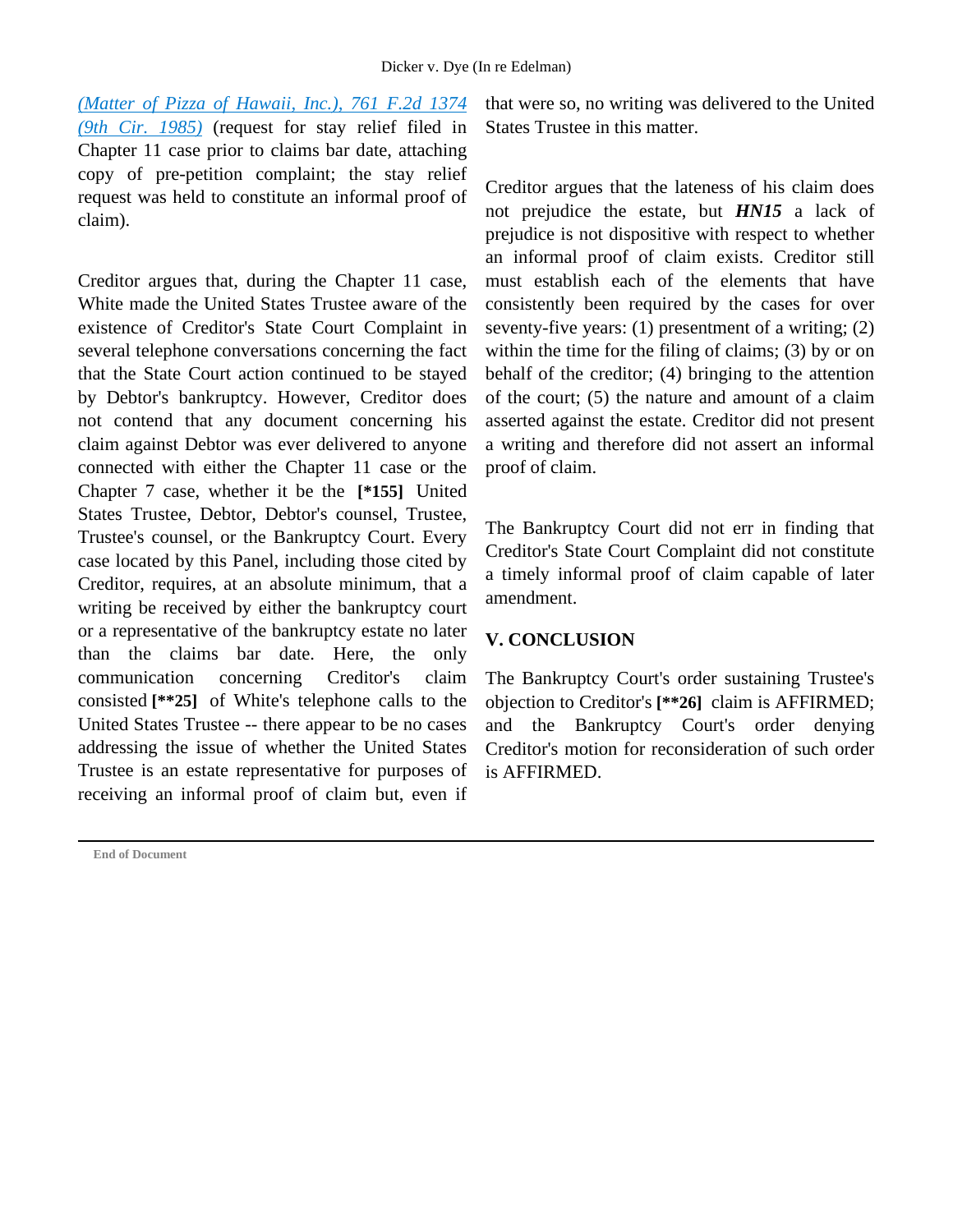[(Matter of Pizza of Hawaii, Inc.), 761 F.2d 1374 (9th Cir. 1985)] (request for stay relief filed in Chapter 11 case prior to claims bar date, attaching copy of pre-petition complaint; the stay relief request was held to constitute an informal proof of claim).

Creditor argues that, during the Chapter 11 case, White made the United States Trustee aware of the existence of Creditor's State Court Complaint in several telephone conversations concerning the fact that the State Court action continued to be stayed by Debtor's bankruptcy. However, Creditor does not contend that any document concerning his claim against Debtor was ever delivered to anyone connected with either the Chapter 11 case or the Chapter 7 case, whether it be the **[*155]** United States Trustee, Debtor, Debtor's counsel, Trustee, Trustee's counsel, or the Bankruptcy Court. Every case located by this Panel, including those cited by Creditor, requires, at an absolute minimum, that a writing be received by either the bankruptcy court or a representative of the bankruptcy estate no later than the claims bar date. Here, the only communication concerning Creditor's claim consisted **[**25]** of White's telephone calls to the United States Trustee -- there appear to be no cases addressing the issue of whether the United States Trustee is an estate representative for purposes of receiving an informal proof of claim but, even if that were so, no writing was delivered to the United States Trustee in this matter.

Creditor argues that the lateness of his claim does not prejudice the estate, but ***HN15*** a lack of prejudice is not dispositive with respect to whether an informal proof of claim exists. Creditor still must establish each of the elements that have consistently been required by the cases for over seventy-five years: (1) presentment of a writing; (2) within the time for the filing of claims; (3) by or on behalf of the creditor; (4) bringing to the attention of the court; (5) the nature and amount of a claim asserted against the estate. Creditor did not present a writing and therefore did not assert an informal proof of claim.

The Bankruptcy Court did not err in finding that Creditor's State Court Complaint did not constitute a timely informal proof of claim capable of later amendment.

## V. CONCLUSION

The Bankruptcy Court's order sustaining Trustee's objection to Creditor's **[**26]** claim is AFFIRMED; and the Bankruptcy Court's order denying Creditor's motion for reconsideration of such order is AFFIRMED.

End of Document